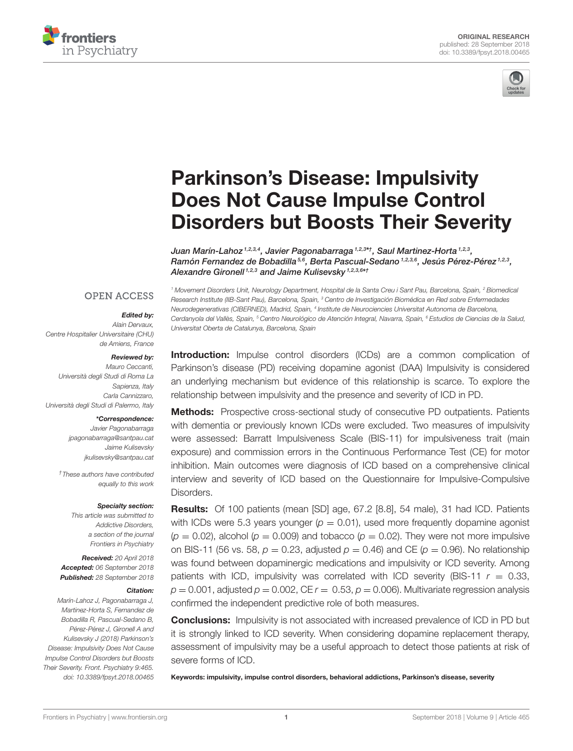ORIGINAL RESEARCH
published: 28 September 2018
doi: 10.3389/fpsyt.2018.00465

# Parkinson's Disease: Impulsivity Does Not Cause Impulse Control Disorders but Boosts Their Severity

*Juan Marín-Lahoz[1,2,3,4], Javier Pagonabarraga[1,2,3*†], Saul Martinez-Horta[1,2,3], Ramón Fernandez de Bobadilla[5,6], Berta Pascual-Sedano[1,2,3,6], Jesús Pérez-Pérez[1,2,3], Alexandre Gironell[1,2,3] and Jaime Kulisevsky[1,2,3,6*†]*

*[1] Movement Disorders Unit, Neurology Department, Hospital de la Santa Creu i Sant Pau, Barcelona, Spain, [2] Biomedical Research Institute (IIB-Sant Pau), Barcelona, Spain, [3] Centro de Investigación Biomédica en Red sobre Enfermedades Neurodegenerativas (CIBERNED), Madrid, Spain, [4] Institute de Neurociencies Universitat Autonoma de Barcelona, Cerdanyola del Vallès, Spain, [5] Centro Neurológico de Atención Integral, Navarra, Spain, [6] Estudios de Ciencias de la Salud, Universitat Oberta de Catalunya, Barcelona, Spain*

OPEN ACCESS

***Edited by:***
*Alain Dervaux,*
*Centre Hospitalier Universitaire (CHU) de Amiens, France*

***Reviewed by:***
*Mauro Ceccanti,*
*Università degli Studi di Roma La Sapienza, Italy*
*Carla Cannizzaro,*
*Università degli Studi di Palermo, Italy*

***\*Correspondence:***
*Javier Pagonabarraga*
*jpagonabarraga@santpau.cat*
*Jaime Kulisevsky*
*jkulisevsky@santpau.cat*

*† These authors have contributed equally to this work*

***Specialty section:***
*This article was submitted to Addictive Disorders, a section of the journal Frontiers in Psychiatry*

***Received:*** *20 April 2018*
***Accepted:*** *06 September 2018*
***Published:*** *28 September 2018*

***Citation:***
*Marín-Lahoz J, Pagonabarraga J, Martinez-Horta S, Fernandez de Bobadilla R, Pascual-Sedano B, Pérez-Pérez J, Gironell A and Kulisevsky J (2018) Parkinson's Disease: Impulsivity Does Not Cause Impulse Control Disorders but Boosts Their Severity. Front. Psychiatry 9:465. doi: 10.3389/fpsyt.2018.00465*

**Introduction:** Impulse control disorders (ICDs) are a common complication of Parkinson's disease (PD) receiving dopamine agonist (DAA) Impulsivity is considered an underlying mechanism but evidence of this relationship is scarce. To explore the relationship between impulsivity and the presence and severity of ICD in PD.

**Methods:** Prospective cross-sectional study of consecutive PD outpatients. Patients with dementia or previously known ICDs were excluded. Two measures of impulsivity were assessed: Barratt Impulsiveness Scale (BIS-11) for impulsiveness trait (main exposure) and commission errors in the Continuous Performance Test (CE) for motor inhibition. Main outcomes were diagnosis of ICD based on a comprehensive clinical interview and severity of ICD based on the Questionnaire for Impulsive-Compulsive Disorders.

**Results:** Of 100 patients (mean [SD] age, 67.2 [8.8], 54 male), 31 had ICD. Patients with ICDs were 5.3 years younger ($p = 0.01$), used more frequently dopamine agonist ($p = 0.02$), alcohol ($p = 0.009$) and tobacco ($p = 0.02$). They were not more impulsive on BIS-11 (56 vs. 58, $p = 0.23$, adjusted $p = 0.46$) and CE ($p = 0.96$). No relationship was found between dopaminergic medications and impulsivity or ICD severity. Among patients with ICD, impulsivity was correlated with ICD severity (BIS-11 $r = 0.33$, $p = 0.001$, adjusted $p = 0.002$, CE $r = 0.53$, $p = 0.006$). Multivariate regression analysis confirmed the independent predictive role of both measures.

**Conclusions:** Impulsivity is not associated with increased prevalence of ICD in PD but it is strongly linked to ICD severity. When considering dopamine replacement therapy, assessment of impulsivity may be a useful approach to detect those patients at risk of severe forms of ICD.

**Keywords: impulsivity, impulse control disorders, behavioral addictions, Parkinson's disease, severity**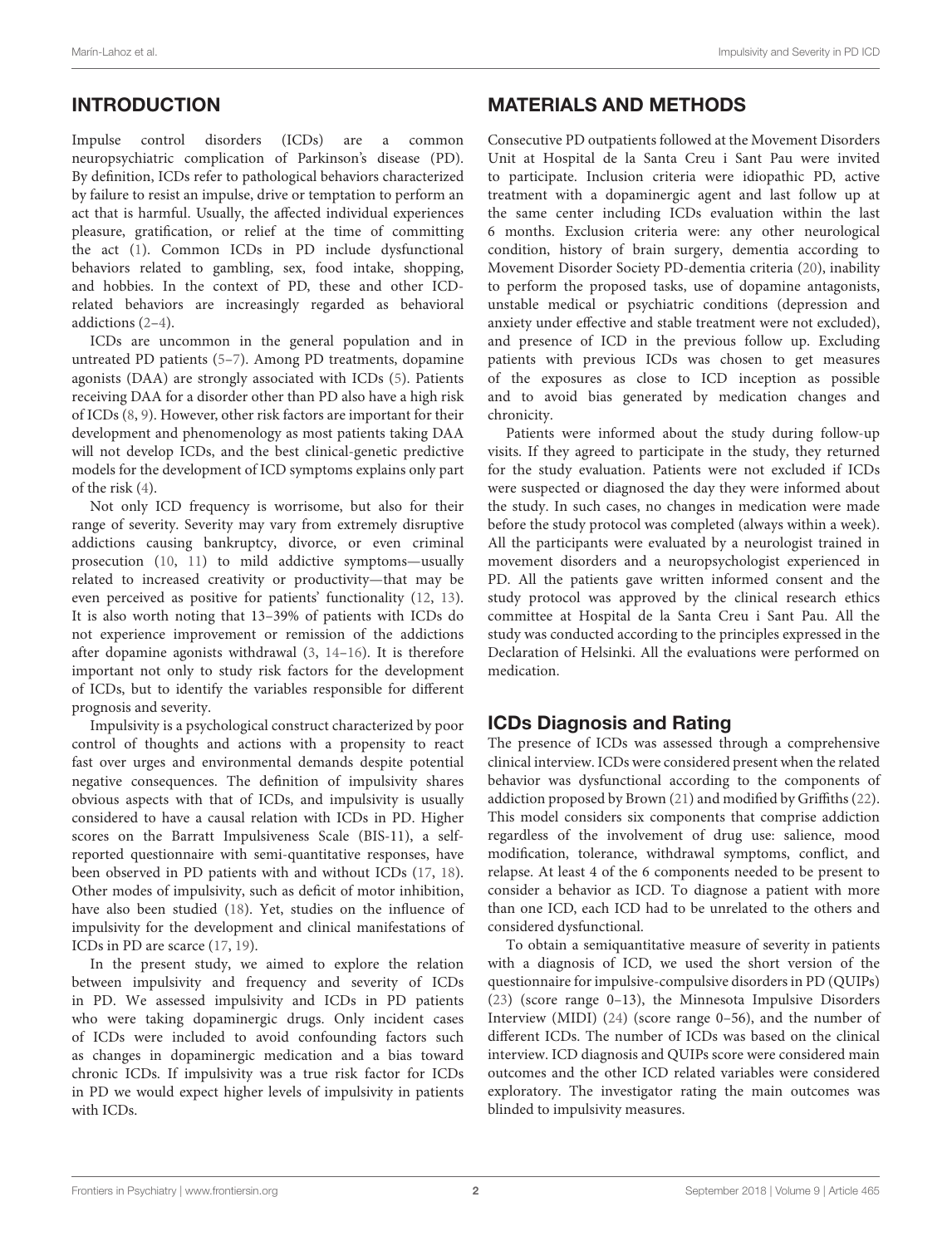## INTRODUCTION

Impulse control disorders (ICDs) are a common neuropsychiatric complication of Parkinson's disease (PD). By definition, ICDs refer to pathological behaviors characterized by failure to resist an impulse, drive or temptation to perform an act that is harmful. Usually, the affected individual experiences pleasure, gratification, or relief at the time of committing the act (1). Common ICDs in PD include dysfunctional behaviors related to gambling, sex, food intake, shopping, and hobbies. In the context of PD, these and other ICD-related behaviors are increasingly regarded as behavioral addictions (2–4).

ICDs are uncommon in the general population and in untreated PD patients (5–7). Among PD treatments, dopamine agonists (DAA) are strongly associated with ICDs (5). Patients receiving DAA for a disorder other than PD also have a high risk of ICDs (8, 9). However, other risk factors are important for their development and phenomenology as most patients taking DAA will not develop ICDs, and the best clinical-genetic predictive models for the development of ICD symptoms explains only part of the risk (4).

Not only ICD frequency is worrisome, but also for their range of severity. Severity may vary from extremely disruptive addictions causing bankruptcy, divorce, or even criminal prosecution (10, 11) to mild addictive symptoms—usually related to increased creativity or productivity—that may be even perceived as positive for patients' functionality (12, 13). It is also worth noting that 13–39% of patients with ICDs do not experience improvement or remission of the addictions after dopamine agonists withdrawal (3, 14–16). It is therefore important not only to study risk factors for the development of ICDs, but to identify the variables responsible for different prognosis and severity.

Impulsivity is a psychological construct characterized by poor control of thoughts and actions with a propensity to react fast over urges and environmental demands despite potential negative consequences. The definition of impulsivity shares obvious aspects with that of ICDs, and impulsivity is usually considered to have a causal relation with ICDs in PD. Higher scores on the Barratt Impulsiveness Scale (BIS-11), a self-reported questionnaire with semi-quantitative responses, have been observed in PD patients with and without ICDs (17, 18). Other modes of impulsivity, such as deficit of motor inhibition, have also been studied (18). Yet, studies on the influence of impulsivity for the development and clinical manifestations of ICDs in PD are scarce (17, 19).

In the present study, we aimed to explore the relation between impulsivity and frequency and severity of ICDs in PD. We assessed impulsivity and ICDs in PD patients who were taking dopaminergic drugs. Only incident cases of ICDs were included to avoid confounding factors such as changes in dopaminergic medication and a bias toward chronic ICDs. If impulsivity was a true risk factor for ICDs in PD we would expect higher levels of impulsivity in patients with ICDs.

## MATERIALS AND METHODS

Consecutive PD outpatients followed at the Movement Disorders Unit at Hospital de la Santa Creu i Sant Pau were invited to participate. Inclusion criteria were idiopathic PD, active treatment with a dopaminergic agent and last follow up at the same center including ICDs evaluation within the last 6 months. Exclusion criteria were: any other neurological condition, history of brain surgery, dementia according to Movement Disorder Society PD-dementia criteria (20), inability to perform the proposed tasks, use of dopamine antagonists, unstable medical or psychiatric conditions (depression and anxiety under effective and stable treatment were not excluded), and presence of ICD in the previous follow up. Excluding patients with previous ICDs was chosen to get measures of the exposures as close to ICD inception as possible and to avoid bias generated by medication changes and chronicity.

Patients were informed about the study during follow-up visits. If they agreed to participate in the study, they returned for the study evaluation. Patients were not excluded if ICDs were suspected or diagnosed the day they were informed about the study. In such cases, no changes in medication were made before the study protocol was completed (always within a week). All the participants were evaluated by a neurologist trained in movement disorders and a neuropsychologist experienced in PD. All the patients gave written informed consent and the study protocol was approved by the clinical research ethics committee at Hospital de la Santa Creu i Sant Pau. All the study was conducted according to the principles expressed in the Declaration of Helsinki. All the evaluations were performed on medication.

### ICDs Diagnosis and Rating

The presence of ICDs was assessed through a comprehensive clinical interview. ICDs were considered present when the related behavior was dysfunctional according to the components of addiction proposed by Brown (21) and modified by Griffiths (22). This model considers six components that comprise addiction regardless of the involvement of drug use: salience, mood modification, tolerance, withdrawal symptoms, conflict, and relapse. At least 4 of the 6 components needed to be present to consider a behavior as ICD. To diagnose a patient with more than one ICD, each ICD had to be unrelated to the others and considered dysfunctional.

To obtain a semiquantitative measure of severity in patients with a diagnosis of ICD, we used the short version of the questionnaire for impulsive-compulsive disorders in PD (QUIPs) (23) (score range 0–13), the Minnesota Impulsive Disorders Interview (MIDI) (24) (score range 0–56), and the number of different ICDs. The number of ICDs was based on the clinical interview. ICD diagnosis and QUIPs score were considered main outcomes and the other ICD related variables were considered exploratory. The investigator rating the main outcomes was blinded to impulsivity measures.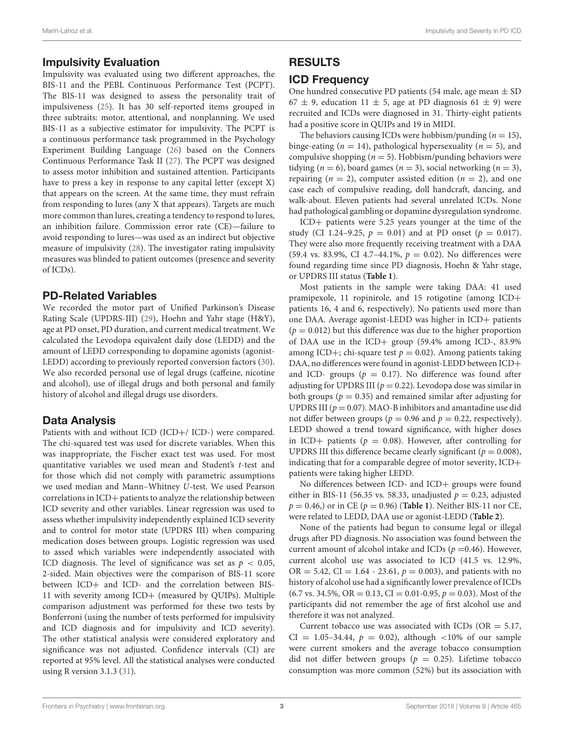## Impulsivity Evaluation

Impulsivity was evaluated using two different approaches, the BIS-11 and the PEBL Continuous Performance Test (PCPT). The BIS-11 was designed to assess the personality trait of impulsiveness (25). It has 30 self-reported items grouped in three subtraits: motor, attentional, and nonplanning. We used BIS-11 as a subjective estimator for impulsivity. The PCPT is a continuous performance task programmed in the Psychology Experiment Building Language (26) based on the Conners Continuous Performance Task II (27). The PCPT was designed to assess motor inhibition and sustained attention. Participants have to press a key in response to any capital letter (except X) that appears on the screen. At the same time, they must refrain from responding to lures (any X that appears). Targets are much more common than lures, creating a tendency to respond to lures, an inhibition failure. Commission error rate (CE)—failure to avoid responding to lures—was used as an indirect but objective measure of impulsivity (28). The investigator rating impulsivity measures was blinded to patient outcomes (presence and severity of ICDs).

## PD-Related Variables

We recorded the motor part of Unified Parkinson's Disease Rating Scale (UPDRS-III) (29), Hoehn and Yahr stage (H&Y), age at PD onset, PD duration, and current medical treatment. We calculated the Levodopa equivalent daily dose (LEDD) and the amount of LEDD corresponding to dopamine agonists (agonist-LEDD) according to previously reported conversion factors (30). We also recorded personal use of legal drugs (caffeine, nicotine and alcohol), use of illegal drugs and both personal and family history of alcohol and illegal drugs use disorders.

## Data Analysis

Patients with and without ICD (ICD+/ ICD-) were compared. The chi-squared test was used for discrete variables. When this was inappropriate, the Fischer exact test was used. For most quantitative variables we used mean and Student's *t*-test and for those which did not comply with parametric assumptions we used median and Mann–Whitney *U*-test. We used Pearson correlations in ICD+ patients to analyze the relationship between ICD severity and other variables. Linear regression was used to assess whether impulsivity independently explained ICD severity and to control for motor state (UPDRS III) when comparing medication doses between groups. Logistic regression was used to assed which variables were independently associated with ICD diagnosis. The level of significance was set as $p < 0.05$, 2-sided. Main objectives were the comparison of BIS-11 score between ICD+ and ICD- and the correlation between BIS-11 with severity among ICD+ (measured by QUIPs). Multiple comparison adjustment was performed for these two tests by Bonferroni (using the number of tests performed for impulsivity and ICD diagnosis and for impulsivity and ICD severity). The other statistical analysis were considered exploratory and significance was not adjusted. Confidence intervals (CI) are reported at 95% level. All the statistical analyses were conducted using R version 3.1.3 (31).

# RESULTS

## ICD Frequency

One hundred consecutive PD patients (54 male, age mean ± SD 67 ± 9, education 11 ± 5, age at PD diagnosis 61 ± 9) were recruited and ICDs were diagnosed in 31. Thirty-eight patients had a positive score in QUIPs and 19 in MIDI.

The behaviors causing ICDs were hobbism/punding ($n = 15$), binge-eating ($n = 14$), pathological hypersexuality ($n = 5$), and compulsive shopping ($n = 5$). Hobbism/punding behaviors were tidying ($n = 6$), board games ($n = 3$), social networking ($n = 3$), repairing ($n = 2$), computer assisted edition ($n = 2$), and one case each of compulsive reading, doll handcraft, dancing, and walk-about. Eleven patients had several unrelated ICDs. None had pathological gambling or dopamine dysregulation syndrome.

ICD+ patients were 5.25 years younger at the time of the study (CI 1.24–9.25, $p = 0.01$) and at PD onset ($p = 0.017$). They were also more frequently receiving treatment with a DAA (59.4 vs. 83.9%, CI 4.7–44.1%, $p = 0.02$). No differences were found regarding time since PD diagnosis, Hoehn & Yahr stage, or UPDRS III status (**Table 1**).

Most patients in the sample were taking DAA: 41 used pramipexole, 11 ropinirole, and 15 rotigotine (among ICD+ patients 16, 4 and 6, respectively). No patients used more than one DAA. Average agonist-LEDD was higher in ICD+ patients ($p = 0.012$) but this difference was due to the higher proportion of DAA use in the ICD+ group (59.4% among ICD-, 83.9% among ICD+; chi-square test $p = 0.02$). Among patients taking DAA, no differences were found in agonist-LEDD between ICD+ and ICD- groups ($p = 0.17$). No difference was found after adjusting for UPDRS III ($p = 0.22$). Levodopa dose was similar in both groups ($p = 0.35$) and remained similar after adjusting for UPDRS III ($p = 0.07$). MAO-B inhibitors and amantadine use did not differ between groups ($p = 0.96$ and $p = 0.22$, respectively). LEDD showed a trend toward significance, with higher doses in ICD+ patients ($p = 0.08$). However, after controlling for UPDRS III this difference became clearly significant ($p = 0.008$), indicating that for a comparable degree of motor severity, ICD+ patients were taking higher LEDD.

No differences between ICD- and ICD+ groups were found either in BIS-11 (56.35 vs. 58.33, unadjusted $p = 0.23$, adjusted $p = 0.46$,) or in CE ($p = 0.96$) (**Table 1**). Neither BIS-11 nor CE, were related to LEDD, DAA use or agonist-LEDD (**Table 2**).

None of the patients had begun to consume legal or illegal drugs after PD diagnosis. No association was found between the current amount of alcohol intake and ICDs ($p$ =0.46). However, current alcohol use was associated to ICD (41.5 vs. 12.9%, OR = 5.42, CI = 1.64 - 23.61, $p = 0.003$), and patients with no history of alcohol use had a significantly lower prevalence of ICDs (6.7 vs. 34.5%, OR = 0.13, CI = 0.01-0.95, $p = 0.03$). Most of the participants did not remember the age of first alcohol use and therefore it was not analyzed.

Current tobacco use was associated with ICDs (OR = 5.17, CI = 1.05–34.44, $p = 0.02$), although <10% of our sample were current smokers and the average tobacco consumption did not differ between groups ($p = 0.25$). Lifetime tobacco consumption was more common (52%) but its association with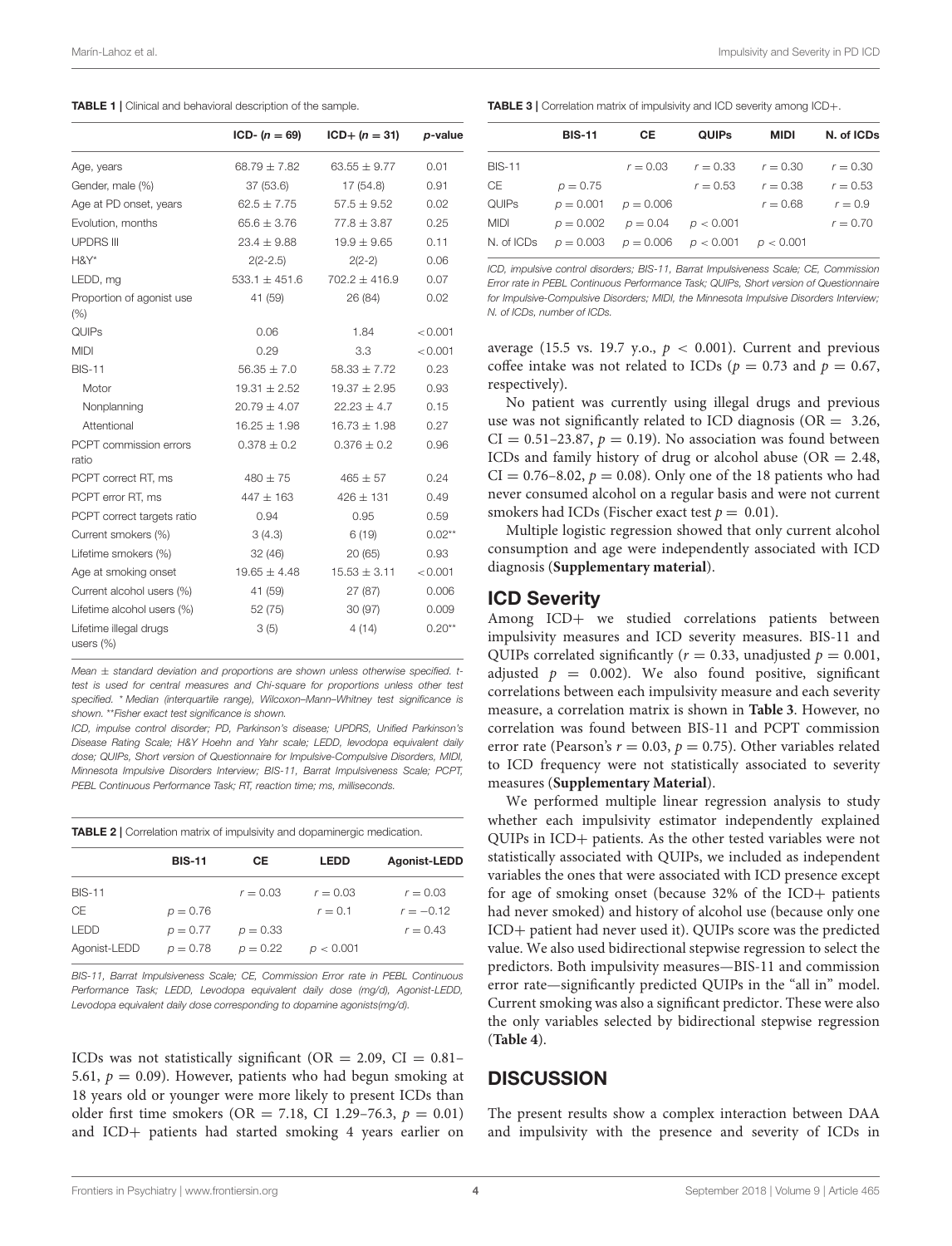**TABLE 1 |** Clinical and behavioral description of the sample.

| | ICD- (n = 69) | ICD+ (n = 31) | p-value |
|---|---|---|---|
| Age, years | 68.79 ± 7.82 | 63.55 ± 9.77 | 0.01 |
| Gender, male (%) | 37 (53.6) | 17 (54.8) | 0.91 |
| Age at PD onset, years | 62.5 ± 7.75 | 57.5 ± 9.52 | 0.02 |
| Evolution, months | 65.6 ± 3.76 | 77.8 ± 3.87 | 0.25 |
| UPDRS III | 23.4 ± 9.88 | 19.9 ± 9.65 | 0.11 |
| H&Y* | 2(2-2.5) | 2(2-2) | 0.06 |
| LEDD, mg | 533.1 ± 451.6 | 702.2 ± 416.9 | 0.07 |
| Proportion of agonist use (%) | 41 (59) | 26 (84) | 0.02 |
| QUIPs | 0.06 | 1.84 | <0.001 |
| MIDI | 0.29 | 3.3 | <0.001 |
| BIS-11 | 56.35 ± 7.0 | 58.33 ± 7.72 | 0.23 |
| Motor | 19.31 ± 2.52 | 19.37 ± 2.95 | 0.93 |
| Nonplanning | 20.79 ± 4.07 | 22.23 ± 4.7 | 0.15 |
| Attentional | 16.25 ± 1.98 | 16.73 ± 1.98 | 0.27 |
| PCPT commission errors ratio | 0.378 ± 0.2 | 0.376 ± 0.2 | 0.96 |
| PCPT correct RT, ms | 480 ± 75 | 465 ± 57 | 0.24 |
| PCPT error RT, ms | 447 ± 163 | 426 ± 131 | 0.49 |
| PCPT correct targets ratio | 0.94 | 0.95 | 0.59 |
| Current smokers (%) | 3 (4.3) | 6 (19) | 0.02** |
| Lifetime smokers (%) | 32 (46) | 20 (65) | 0.93 |
| Age at smoking onset | 19.65 ± 4.48 | 15.53 ± 3.11 | <0.001 |
| Current alcohol users (%) | 41 (59) | 27 (87) | 0.006 |
| Lifetime alcohol users (%) | 52 (75) | 30 (97) | 0.009 |
| Lifetime illegal drugs users (%) | 3 (5) | 4 (14) | 0.20** |

*Mean ± standard deviation and proportions are shown unless otherwise specified. t-test is used for central measures and Chi-square for proportions unless other test specified. * Median (interquartile range), Wilcoxon–Mann–Whitney test significance is shown. **Fisher exact test significance is shown.*

*ICD, impulse control disorder; PD, Parkinson's disease; UPDRS, Unified Parkinson's Disease Rating Scale; H&Y Hoehn and Yahr scale; LEDD, levodopa equivalent daily dose; QUIPs, Short version of Questionnaire for Impulsive-Compulsive Disorders, MIDI, Minnesota Impulsive Disorders Interview; BIS-11, Barrat Impulsiveness Scale; PCPT, PEBL Continuous Performance Task; RT, reaction time; ms, milliseconds.*

**TABLE 2 |** Correlation matrix of impulsivity and dopaminergic medication.

| | BIS-11 | CE | LEDD | Agonist-LEDD |
|---|---|---|---|---|
| BIS-11 | | $r = 0.03$ | $r = 0.03$ | $r = 0.03$ |
| CE | $p = 0.76$ | | $r = 0.1$ | $r = -0.12$ |
| LEDD | $p = 0.77$ | $p = 0.33$ | | $r = 0.43$ |
| Agonist-LEDD | $p = 0.78$ | $p = 0.22$ | $p < 0.001$ | |

*BIS-11, Barrat Impulsiveness Scale; CE, Commission Error rate in PEBL Continuous Performance Task; LEDD, Levodopa equivalent daily dose (mg/d), Agonist-LEDD, Levodopa equivalent daily dose corresponding to dopamine agonists(mg/d).*

ICDs was not statistically significant (OR = 2.09, CI = 0.81–5.61, $p = 0.09$). However, patients who had begun smoking at 18 years old or younger were more likely to present ICDs than older first time smokers (OR = 7.18, CI 1.29–76.3, $p = 0.01$) and ICD+ patients had started smoking 4 years earlier on average (15.5 vs. 19.7 y.o., $p < 0.001$). Current and previous coffee intake was not related to ICDs ($p = 0.73$ and $p = 0.67$, respectively).

No patient was currently using illegal drugs and previous use was not significantly related to ICD diagnosis (OR = 3.26, CI = 0.51–23.87, $p = 0.19$). No association was found between ICDs and family history of drug or alcohol abuse (OR = 2.48, CI = 0.76–8.02, $p = 0.08$). Only one of the 18 patients who had never consumed alcohol on a regular basis and were not current smokers had ICDs (Fischer exact test $p = 0.01$).

Multiple logistic regression showed that only current alcohol consumption and age were independently associated with ICD diagnosis (**Supplementary material**).

**TABLE 3 |** Correlation matrix of impulsivity and ICD severity among ICD+.

| | BIS-11 | CE | QUIPs | MIDI | N. of ICDs |
|---|---|---|---|---|---|
| BIS-11 | | $r = 0.03$ | $r = 0.33$ | $r = 0.30$ | $r = 0.30$ |
| CE | $p = 0.75$ | | $r = 0.53$ | $r = 0.38$ | $r = 0.53$ |
| QUIPs | $p = 0.001$ | $p = 0.006$ | | $r = 0.68$ | $r = 0.9$ |
| MIDI | $p = 0.002$ | $p = 0.04$ | $p < 0.001$ | | $r = 0.70$ |
| N. of ICDs | $p = 0.003$ | $p = 0.006$ | $p < 0.001$ | $p < 0.001$ | |

*ICD, impulsive control disorders; BIS-11, Barrat Impulsiveness Scale; CE, Commission Error rate in PEBL Continuous Performance Task; QUIPs, Short version of Questionnaire for Impulsive-Compulsive Disorders; MIDI, the Minnesota Impulsive Disorders Interview; N. of ICDs, number of ICDs.*

## ICD Severity

Among ICD+ we studied correlations patients between impulsivity measures and ICD severity measures. BIS-11 and QUIPs correlated significantly ($r = 0.33$, unadjusted $p = 0.001$, adjusted $p = 0.002$). We also found positive, significant correlations between each impulsivity measure and each severity measure, a correlation matrix is shown in **Table 3**. However, no correlation was found between BIS-11 and PCPT commission error rate (Pearson's $r = 0.03$, $p = 0.75$). Other variables related to ICD frequency were not statistically associated to severity measures (**Supplementary Material**).

We performed multiple linear regression analysis to study whether each impulsivity estimator independently explained QUIPs in ICD+ patients. As the other tested variables were not statistically associated with QUIPs, we included as independent variables the ones that were associated with ICD presence except for age of smoking onset (because 32% of the ICD+ patients had never smoked) and history of alcohol use (because only one ICD+ patient had never used it). QUIPs score was the predicted value. We also used bidirectional stepwise regression to select the predictors. Both impulsivity measures—BIS-11 and commission error rate—significantly predicted QUIPs in the "all in" model. Current smoking was also a significant predictor. These were also the only variables selected by bidirectional stepwise regression (**Table 4**).

## DISCUSSION

The present results show a complex interaction between DAA and impulsivity with the presence and severity of ICDs in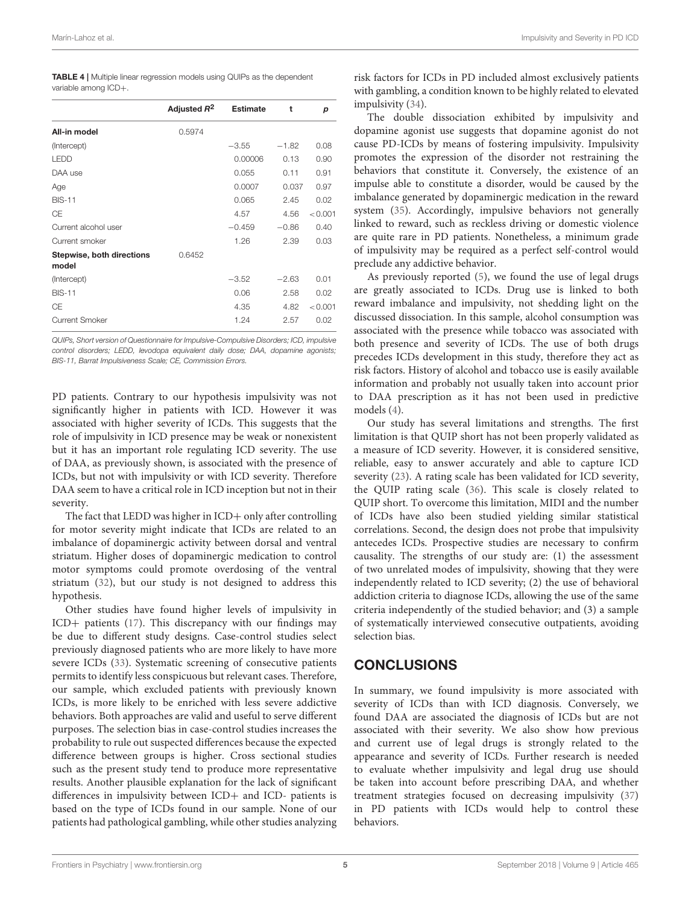**TABLE 4 |** Multiple linear regression models using QUIPs as the dependent variable among ICD+.

| | Adjusted $R^2$ | Estimate | t | p |
|---|---|---|---|---|
| **All-in model** | 0.5974 | | | |
| (Intercept) | | −3.55 | −1.82 | 0.08 |
| LEDD | | 0.00006 | 0.13 | 0.90 |
| DAA use | | 0.055 | 0.11 | 0.91 |
| Age | | 0.0007 | 0.037 | 0.97 |
| BIS-11 | | 0.065 | 2.45 | 0.02 |
| CE | | 4.57 | 4.56 | <0.001 |
| Current alcohol user | | −0.459 | −0.86 | 0.40 |
| Current smoker | | 1.26 | 2.39 | 0.03 |
| **Stepwise, both directions model** | 0.6452 | | | |
| (Intercept) | | −3.52 | −2.63 | 0.01 |
| BIS-11 | | 0.06 | 2.58 | 0.02 |
| CE | | 4.35 | 4.82 | <0.001 |
| Current Smoker | | 1.24 | 2.57 | 0.02 |

*QUIPs, Short version of Questionnaire for Impulsive-Compulsive Disorders; ICD, impulsive control disorders; LEDD, levodopa equivalent daily dose; DAA, dopamine agonists; BIS-11, Barrat Impulsiveness Scale; CE, Commission Errors.*

PD patients. Contrary to our hypothesis impulsivity was not significantly higher in patients with ICD. However it was associated with higher severity of ICDs. This suggests that the role of impulsivity in ICD presence may be weak or nonexistent but it has an important role regulating ICD severity. The use of DAA, as previously shown, is associated with the presence of ICDs, but not with impulsivity or with ICD severity. Therefore DAA seem to have a critical role in ICD inception but not in their severity.

The fact that LEDD was higher in ICD+ only after controlling for motor severity might indicate that ICDs are related to an imbalance of dopaminergic activity between dorsal and ventral striatum. Higher doses of dopaminergic medication to control motor symptoms could promote overdosing of the ventral striatum (32), but our study is not designed to address this hypothesis.

Other studies have found higher levels of impulsivity in ICD+ patients (17). This discrepancy with our findings may be due to different study designs. Case-control studies select previously diagnosed patients who are more likely to have more severe ICDs (33). Systematic screening of consecutive patients permits to identify less conspicuous but relevant cases. Therefore, our sample, which excluded patients with previously known ICDs, is more likely to be enriched with less severe addictive behaviors. Both approaches are valid and useful to serve different purposes. The selection bias in case-control studies increases the probability to rule out suspected differences because the expected difference between groups is higher. Cross sectional studies such as the present study tend to produce more representative results. Another plausible explanation for the lack of significant differences in impulsivity between ICD+ and ICD- patients is based on the type of ICDs found in our sample. None of our patients had pathological gambling, while other studies analyzing risk factors for ICDs in PD included almost exclusively patients with gambling, a condition known to be highly related to elevated impulsivity (34).

The double dissociation exhibited by impulsivity and dopamine agonist use suggests that dopamine agonist do not cause PD-ICDs by means of fostering impulsivity. Impulsivity promotes the expression of the disorder not restraining the behaviors that constitute it. Conversely, the existence of an impulse able to constitute a disorder, would be caused by the imbalance generated by dopaminergic medication in the reward system (35). Accordingly, impulsive behaviors not generally linked to reward, such as reckless driving or domestic violence are quite rare in PD patients. Nonetheless, a minimum grade of impulsivity may be required as a perfect self-control would preclude any addictive behavior.

As previously reported (5), we found the use of legal drugs are greatly associated to ICDs. Drug use is linked to both reward imbalance and impulsivity, not shedding light on the discussed dissociation. In this sample, alcohol consumption was associated with the presence while tobacco was associated with both presence and severity of ICDs. The use of both drugs precedes ICDs development in this study, therefore they act as risk factors. History of alcohol and tobacco use is easily available information and probably not usually taken into account prior to DAA prescription as it has not been used in predictive models (4).

Our study has several limitations and strengths. The first limitation is that QUIP short has not been properly validated as a measure of ICD severity. However, it is considered sensitive, reliable, easy to answer accurately and able to capture ICD severity (23). A rating scale has been validated for ICD severity, the QUIP rating scale (36). This scale is closely related to QUIP short. To overcome this limitation, MIDI and the number of ICDs have also been studied yielding similar statistical correlations. Second, the design does not probe that impulsivity antecedes ICDs. Prospective studies are necessary to confirm causality. The strengths of our study are: (1) the assessment of two unrelated modes of impulsivity, showing that they were independently related to ICD severity; (2) the use of behavioral addiction criteria to diagnose ICDs, allowing the use of the same criteria independently of the studied behavior; and (3) a sample of systematically interviewed consecutive outpatients, avoiding selection bias.

## CONCLUSIONS

In summary, we found impulsivity is more associated with severity of ICDs than with ICD diagnosis. Conversely, we found DAA are associated the diagnosis of ICDs but are not associated with their severity. We also show how previous and current use of legal drugs is strongly related to the appearance and severity of ICDs. Further research is needed to evaluate whether impulsivity and legal drug use should be taken into account before prescribing DAA, and whether treatment strategies focused on decreasing impulsivity (37) in PD patients with ICDs would help to control these behaviors.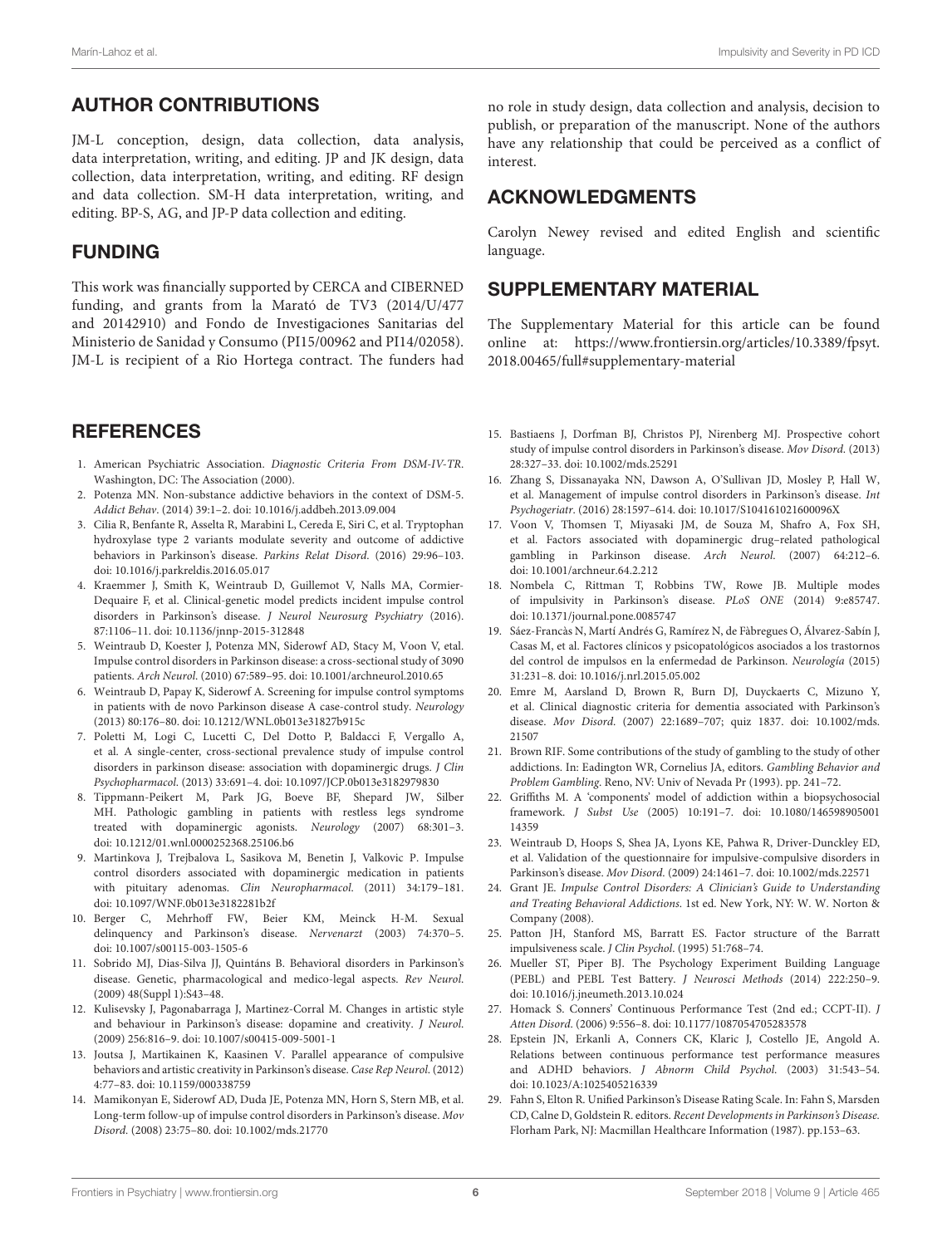## AUTHOR CONTRIBUTIONS

JM-L conception, design, data collection, data analysis, data interpretation, writing, and editing. JP and JK design, data collection, data interpretation, writing, and editing. RF design and data collection. SM-H data interpretation, writing, and editing. BP-S, AG, and JP-P data collection and editing.

## FUNDING

This work was financially supported by CERCA and CIBERNED funding, and grants from la Marató de TV3 (2014/U/477 and 20142910) and Fondo de Investigaciones Sanitarias del Ministerio de Sanidad y Consumo (PI15/00962 and PI14/02058). JM-L is recipient of a Rio Hortega contract. The funders had no role in study design, data collection and analysis, decision to publish, or preparation of the manuscript. None of the authors have any relationship that could be perceived as a conflict of interest.

## ACKNOWLEDGMENTS

Carolyn Newey revised and edited English and scientific language.

## SUPPLEMENTARY MATERIAL

The Supplementary Material for this article can be found online at: https://www.frontiersin.org/articles/10.3389/fpsyt.2018.00465/full#supplementary-material

## REFERENCES

1. American Psychiatric Association. *Diagnostic Criteria From DSM-IV-TR*. Washington, DC: The Association (2000).
2. Potenza MN. Non-substance addictive behaviors in the context of DSM-5. *Addict Behav*. (2014) 39:1–2. doi: 10.1016/j.addbeh.2013.09.004
3. Cilia R, Benfante R, Asselta R, Marabini L, Cereda E, Siri C, et al. Tryptophan hydroxylase type 2 variants modulate severity and outcome of addictive behaviors in Parkinson's disease. *Parkins Relat Disord*. (2016) 29:96–103. doi: 10.1016/j.parkreldis.2016.05.017
4. Kraemmer J, Smith K, Weintraub D, Guillemot V, Nalls MA, Cormier-Dequaire F, et al. Clinical-genetic model predicts incident impulse control disorders in Parkinson's disease. *J Neurol Neurosurg Psychiatry* (2016). 87:1106–11. doi: 10.1136/jnnp-2015-312848
5. Weintraub D, Koester J, Potenza MN, Siderowf AD, Stacy M, Voon V, etal. Impulse control disorders in Parkinson disease: a cross-sectional study of 3090 patients. *Arch Neurol*. (2010) 67:589–95. doi: 10.1001/archneurol.2010.65
6. Weintraub D, Papay K, Siderowf A. Screening for impulse control symptoms in patients with de novo Parkinson disease A case-control study. *Neurology* (2013) 80:176–80. doi: 10.1212/WNL.0b013e31827b915c
7. Poletti M, Logi C, Lucetti C, Del Dotto P, Baldacci F, Vergallo A, et al. A single-center, cross-sectional prevalence study of impulse control disorders in parkinson disease: association with dopaminergic drugs. *J Clin Psychopharmacol*. (2013) 33:691–4. doi: 10.1097/JCP.0b013e3182979830
8. Tippmann-Peikert M, Park JG, Boeve BF, Shepard JW, Silber MH. Pathologic gambling in patients with restless legs syndrome treated with dopaminergic agonists. *Neurology* (2007) 68:301–3. doi: 10.1212/01.wnl.0000252368.25106.b6
9. Martinkova J, Trejbalova L, Sasikova M, Benetin J, Valkovic P. Impulse control disorders associated with dopaminergic medication in patients with pituitary adenomas. *Clin Neuropharmacol*. (2011) 34:179–181. doi: 10.1097/WNF.0b013e3182281b2f
10. Berger C, Mehrhoff FW, Beier KM, Meinck H-M. Sexual delinquency and Parkinson's disease. *Nervenarzt* (2003) 74:370–5. doi: 10.1007/s00115-003-1505-6
11. Sobrido MJ, Dias-Silva JJ, Quintáns B. Behavioral disorders in Parkinson's disease. Genetic, pharmacological and medico-legal aspects. *Rev Neurol*. (2009) 48(Suppl 1):S43–48.
12. Kulisevsky J, Pagonabarraga J, Martinez-Corral M. Changes in artistic style and behaviour in Parkinson's disease: dopamine and creativity. *J Neurol*. (2009) 256:816–9. doi: 10.1007/s00415-009-5001-1
13. Joutsa J, Martikainen K, Kaasinen V. Parallel appearance of compulsive behaviors and artistic creativity in Parkinson's disease. *Case Rep Neurol*. (2012) 4:77–83. doi: 10.1159/000338759
14. Mamikonyan E, Siderowf AD, Duda JE, Potenza MN, Horn S, Stern MB, et al. Long-term follow-up of impulse control disorders in Parkinson's disease. *Mov Disord*. (2008) 23:75–80. doi: 10.1002/mds.21770
15. Bastiaens J, Dorfman BJ, Christos PJ, Nirenberg MJ. Prospective cohort study of impulse control disorders in Parkinson's disease. *Mov Disord*. (2013) 28:327–33. doi: 10.1002/mds.25291
16. Zhang S, Dissanayaka NN, Dawson A, O'Sullivan JD, Mosley P, Hall W, et al. Management of impulse control disorders in Parkinson's disease. *Int Psychogeriatr*. (2016) 28:1597–614. doi: 10.1017/S104161021600096X
17. Voon V, Thomsen T, Miyasaki JM, de Souza M, Shafro A, Fox SH, et al. Factors associated with dopaminergic drug–related pathological gambling in Parkinson disease. *Arch Neurol*. (2007) 64:212–6. doi: 10.1001/archneur.64.2.212
18. Nombela C, Rittman T, Robbins TW, Rowe JB. Multiple modes of impulsivity in Parkinson's disease. *PLoS ONE* (2014) 9:e85747. doi: 10.1371/journal.pone.0085747
19. Sáez-Francàs N, Martí Andrés G, Ramírez N, de Fàbregues O, Álvarez-Sabín J, Casas M, et al. Factores clínicos y psicopatológicos asociados a los trastornos del control de impulsos en la enfermedad de Parkinson. *Neurología* (2015) 31:231–8. doi: 10.1016/j.nrl.2015.05.002
20. Emre M, Aarsland D, Brown R, Burn DJ, Duyckaerts C, Mizuno Y, et al. Clinical diagnostic criteria for dementia associated with Parkinson's disease. *Mov Disord*. (2007) 22:1689–707; quiz 1837. doi: 10.1002/mds.21507
21. Brown RIF. Some contributions of the study of gambling to the study of other addictions. In: Eadington WR, Cornelius JA, editors. *Gambling Behavior and Problem Gambling*. Reno, NV: Univ of Nevada Pr (1993). pp. 241–72.
22. Griffiths M. A 'components' model of addiction within a biopsychosocial framework. *J Subst Use* (2005) 10:191–7. doi: 10.1080/14659890500114359
23. Weintraub D, Hoops S, Shea JA, Lyons KE, Pahwa R, Driver-Dunckley ED, et al. Validation of the questionnaire for impulsive-compulsive disorders in Parkinson's disease. *Mov Disord*. (2009) 24:1461–7. doi: 10.1002/mds.22571
24. Grant JE. *Impulse Control Disorders: A Clinician's Guide to Understanding and Treating Behavioral Addictions*. 1st ed. New York, NY: W. W. Norton & Company (2008).
25. Patton JH, Stanford MS, Barratt ES. Factor structure of the Barratt impulsiveness scale. *J Clin Psychol*. (1995) 51:768–74.
26. Mueller ST, Piper BJ. The Psychology Experiment Building Language (PEBL) and PEBL Test Battery. *J Neurosci Methods* (2014) 222:250–9. doi: 10.1016/j.jneumeth.2013.10.024
27. Homack S. Conners' Continuous Performance Test (2nd ed.; CCPT-II). *J Atten Disord*. (2006) 9:556–8. doi: 10.1177/1087054705283578
28. Epstein JN, Erkanli A, Conners CK, Klaric J, Costello JE, Angold A. Relations between continuous performance test performance measures and ADHD behaviors. *J Abnorm Child Psychol*. (2003) 31:543–54. doi: 10.1023/A:1025405216339
29. Fahn S, Elton R. Unified Parkinson's Disease Rating Scale. In: Fahn S, Marsden CD, Calne D, Goldstein R. editors. *Recent Developments in Parkinson's Disease*. Florham Park, NJ: Macmillan Healthcare Information (1987). pp.153–63.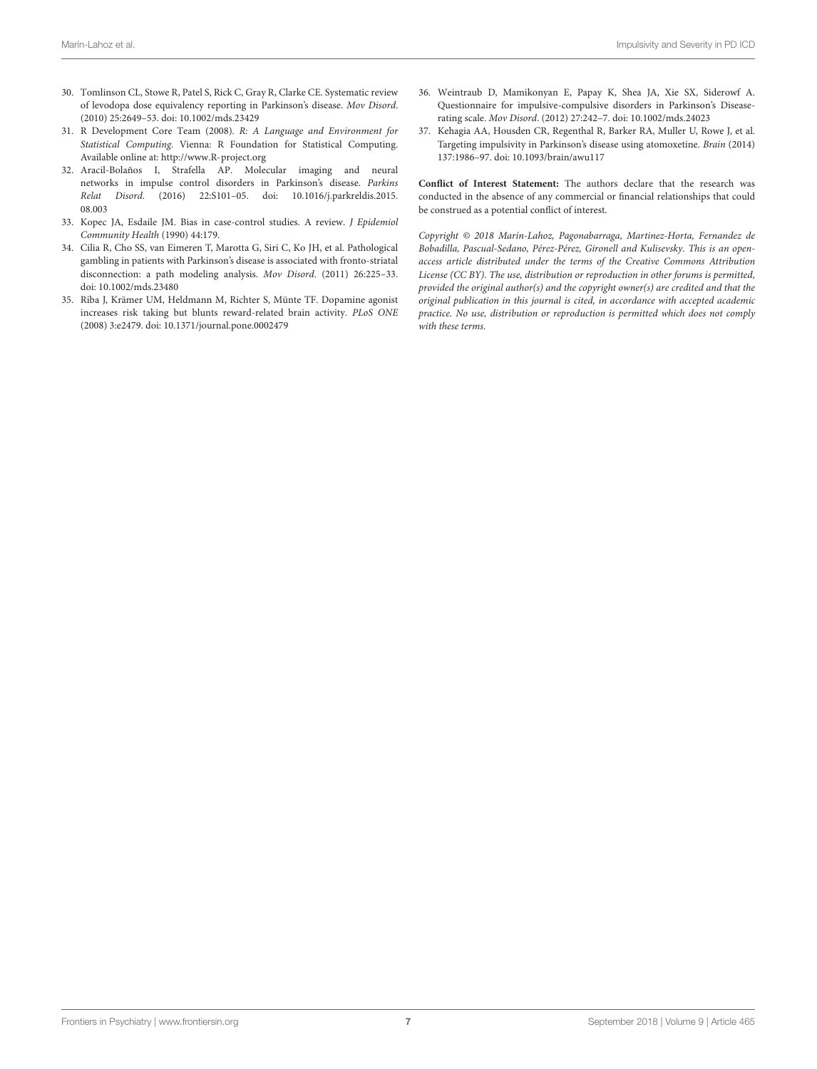30. Tomlinson CL, Stowe R, Patel S, Rick C, Gray R, Clarke CE. Systematic review of levodopa dose equivalency reporting in Parkinson's disease. *Mov Disord.* (2010) 25:2649–53. doi: 10.1002/mds.23429
31. R Development Core Team (2008). *R: A Language and Environment for Statistical Computing.* Vienna: R Foundation for Statistical Computing. Available online at: http://www.R-project.org
32. Aracil-Bolaños I, Strafella AP. Molecular imaging and neural networks in impulse control disorders in Parkinson's disease. *Parkins Relat Disord.* (2016) 22:S101–05. doi: 10.1016/j.parkreldis.2015.08.003
33. Kopec JA, Esdaile JM. Bias in case-control studies. A review. *J Epidemiol Community Health* (1990) 44:179.
34. Cilia R, Cho SS, van Eimeren T, Marotta G, Siri C, Ko JH, et al. Pathological gambling in patients with Parkinson's disease is associated with fronto-striatal disconnection: a path modeling analysis. *Mov Disord*. (2011) 26:225–33. doi: 10.1002/mds.23480
35. Riba J, Krämer UM, Heldmann M, Richter S, Münte TF. Dopamine agonist increases risk taking but blunts reward-related brain activity. *PLoS ONE* (2008) 3:e2479. doi: 10.1371/journal.pone.0002479
36. Weintraub D, Mamikonyan E, Papay K, Shea JA, Xie SX, Siderowf A. Questionnaire for impulsive-compulsive disorders in Parkinson's Disease-rating scale. *Mov Disord*. (2012) 27:242–7. doi: 10.1002/mds.24023
37. Kehagia AA, Housden CR, Regenthal R, Barker RA, Muller U, Rowe J, et al. Targeting impulsivity in Parkinson's disease using atomoxetine. *Brain* (2014) 137:1986–97. doi: 10.1093/brain/awu117

**Conflict of Interest Statement:** The authors declare that the research was conducted in the absence of any commercial or financial relationships that could be construed as a potential conflict of interest.

*Copyright © 2018 Marín-Lahoz, Pagonabarraga, Martinez-Horta, Fernandez de Bobadilla, Pascual-Sedano, Pérez-Pérez, Gironell and Kulisevsky. This is an open-access article distributed under the terms of the Creative Commons Attribution License (CC BY). The use, distribution or reproduction in other forums is permitted, provided the original author(s) and the copyright owner(s) are credited and that the original publication in this journal is cited, in accordance with accepted academic practice. No use, distribution or reproduction is permitted which does not comply with these terms.*